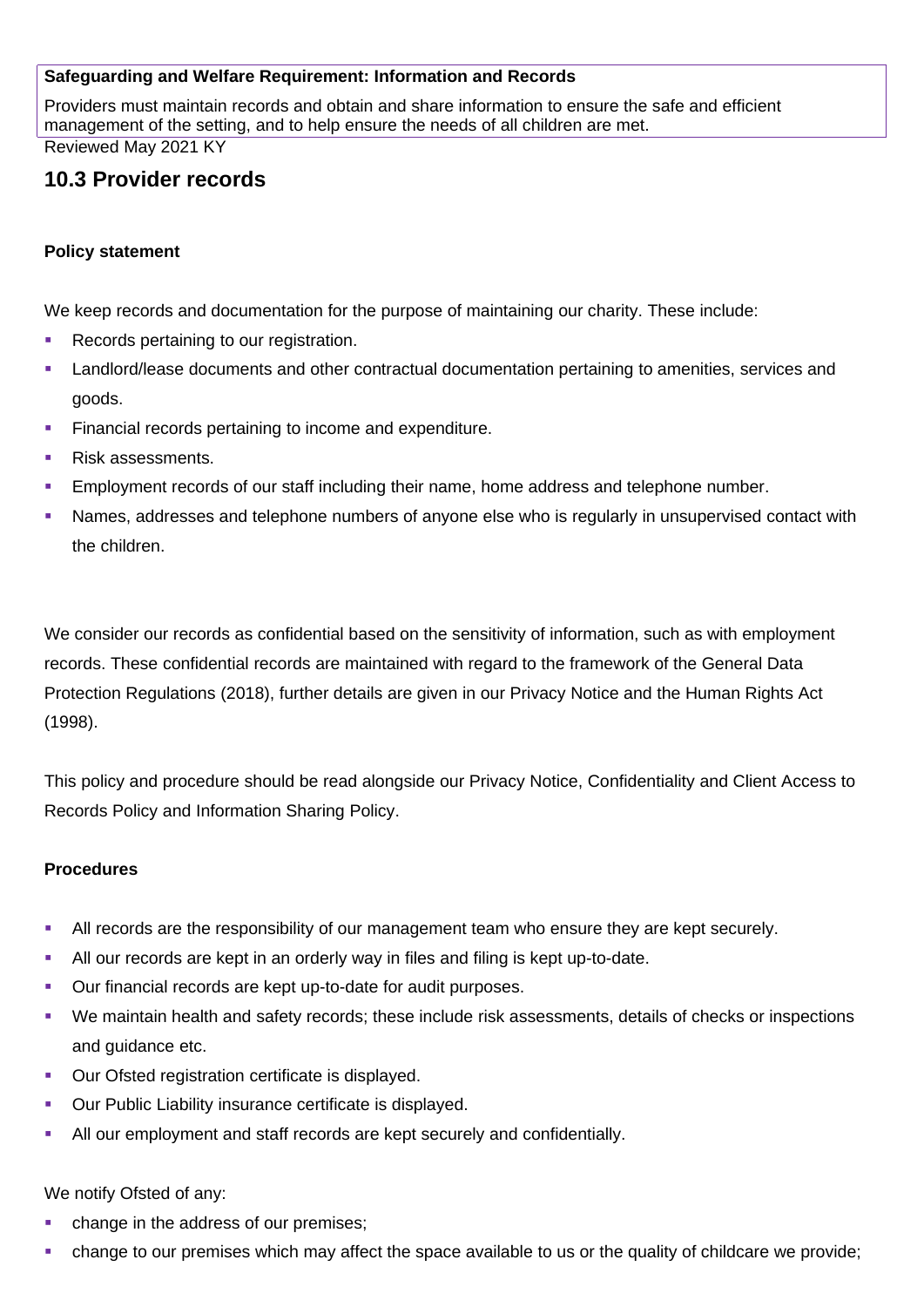**Safeguarding and Welfare Requirement: Information and Records**

Providers must maintain records and obtain and share information to ensure the safe and efficient management of the setting, and to help ensure the needs of all children are met.

Reviewed May 2021 KY

## 10.3 Provider records

**Policy statement**

We keep records and documentation for the purpose of maintaining our charity. These include:

- Records pertaining to our registration.
- Landlord/lease documents and other contractual documentation pertaining to amenities, services and goods.
- Financial records pertaining to income and expenditure.
- Risk assessments.
- Employment records of our staff including their name, home address and telephone number.
- Names, addresses and telephone numbers of anyone else who is regularly in unsupervised contact with the children.

We consider our records as confidential based on the sensitivity of information, such as with employment records. These confidential records are maintained with regard to the framework of the General Data Protection Regulations (2018), further details are given in our Privacy Notice and the Human Rights Act (1998).

This policy and procedure should be read alongside our Privacy Notice, Confidentiality and Client Access to Records Policy and Information Sharing Policy.

**Procedures**

- All records are the responsibility of our management team who ensure they are kept securely.
- All our records are kept in an orderly way in files and filing is kept up-to-date.
- Our financial records are kept up-to-date for audit purposes.
- We maintain health and safety records; these include risk assessments, details of checks or inspections and guidance etc.
- Our Ofsted registration certificate is displayed.
- Our Public Liability insurance certificate is displayed.
- All our employment and staff records are kept securely and confidentially.

We notify Ofsted of any:

- change in the address of our premises;
- change to our premises which may affect the space available to us or the quality of childcare we provide;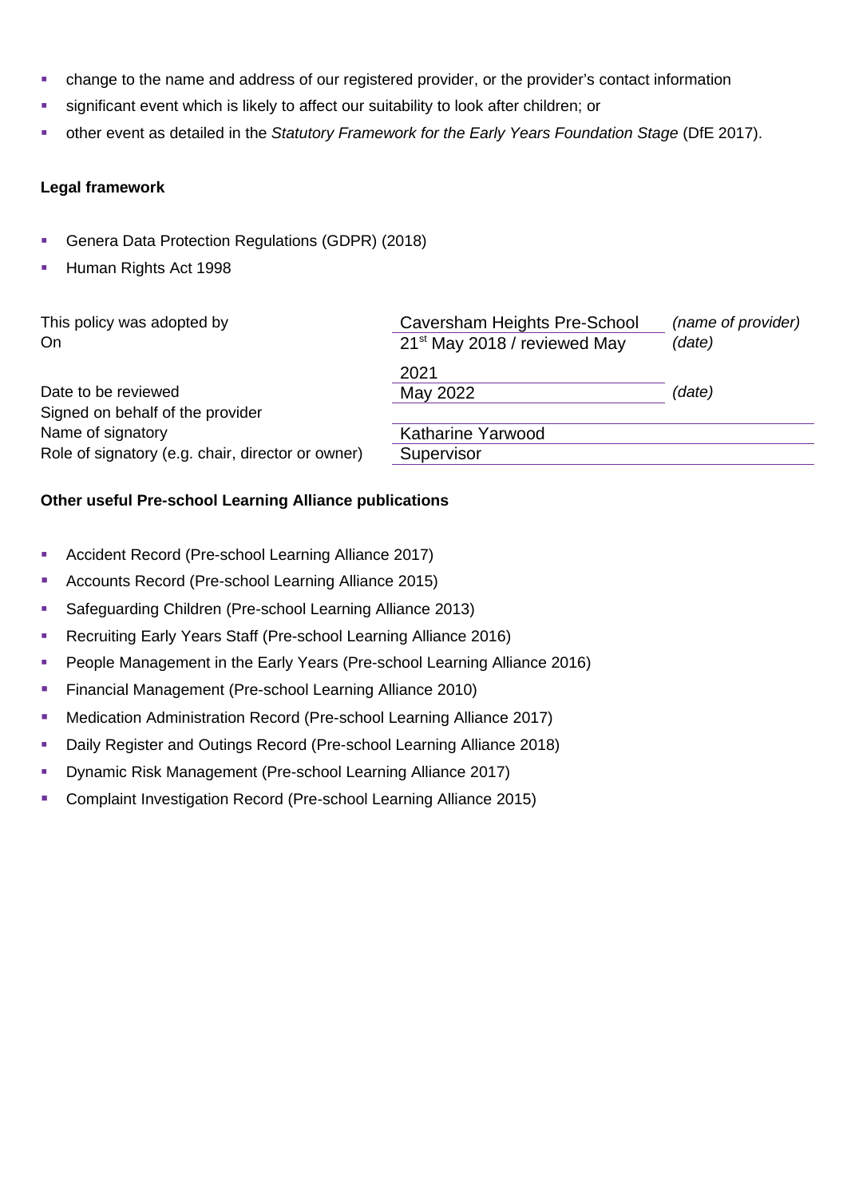- change to the name and address of our registered provider, or the provider's contact information
- significant event which is likely to affect our suitability to look after children; or
- other event as detailed in the *Statutory Framework for the Early Years Foundation Stage* (DfE 2017).

**Legal framework**

- Genera Data Protection Regulations (GDPR) (2018)
- Human Rights Act 1998

| | | |
|---|---|---|
| This policy was adopted by | Caversham Heights Pre-School | *(name of provider)* |
| On | 21st May 2018 / reviewed May 2021 | *(date)* |
| Date to be reviewed | May 2022 | *(date)* |
| Signed on behalf of the provider | | |
| Name of signatory | Katharine Yarwood | |
| Role of signatory (e.g. chair, director or owner) | Supervisor | |

**Other useful Pre-school Learning Alliance publications**

- Accident Record (Pre-school Learning Alliance 2017)
- Accounts Record (Pre-school Learning Alliance 2015)
- Safeguarding Children (Pre-school Learning Alliance 2013)
- Recruiting Early Years Staff (Pre-school Learning Alliance 2016)
- People Management in the Early Years (Pre-school Learning Alliance 2016)
- Financial Management (Pre-school Learning Alliance 2010)
- Medication Administration Record (Pre-school Learning Alliance 2017)
- Daily Register and Outings Record (Pre-school Learning Alliance 2018)
- Dynamic Risk Management (Pre-school Learning Alliance 2017)
- Complaint Investigation Record (Pre-school Learning Alliance 2015)